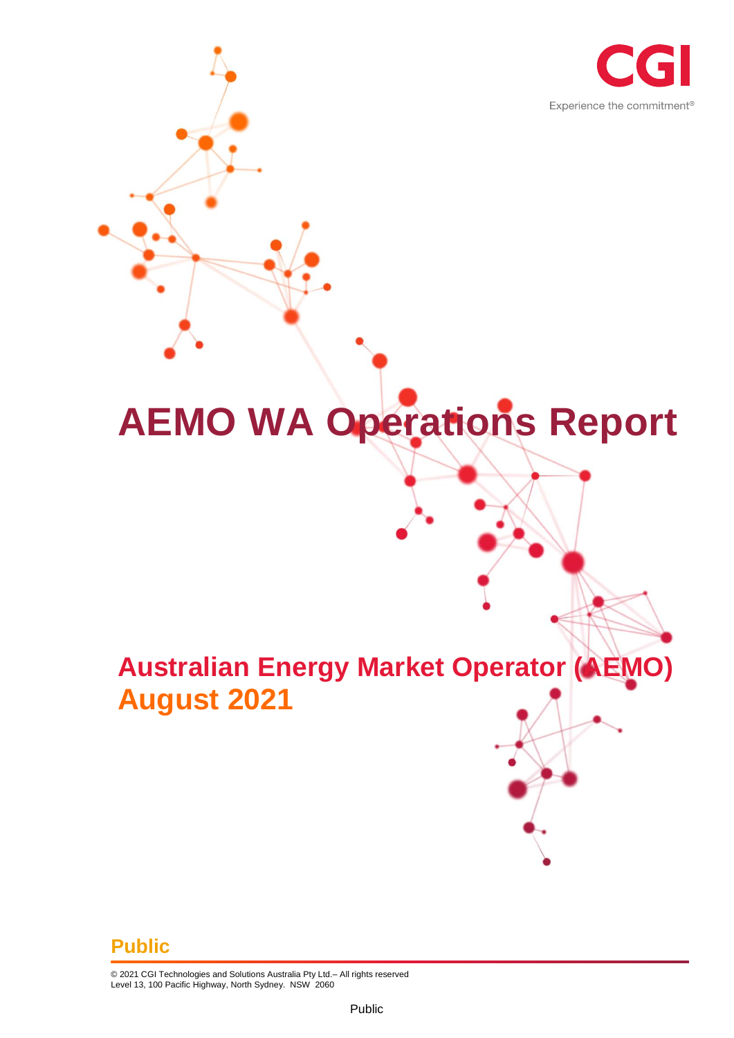CGI

Experience the commitment®

# AEMO WA Operations Report

## Australian Energy Market Operator (AEMO)
## August 2021

**Public**

© 2021 CGI Technologies and Solutions Australia Pty Ltd.– All rights reserved
Level 13, 100 Pacific Highway, North Sydney. NSW 2060

Public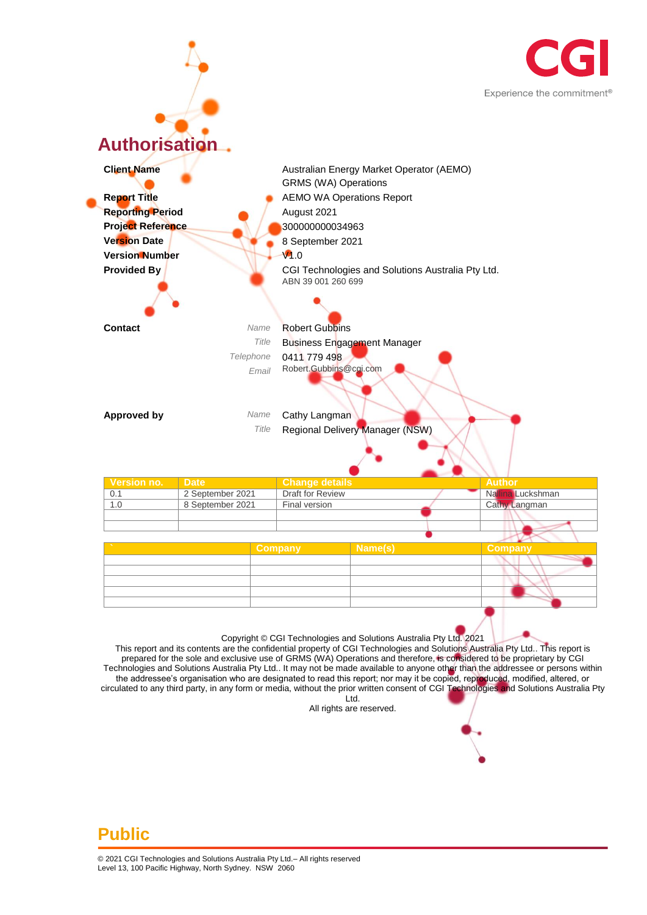# Authorisation

| | |
|---|---|
| **Client Name** | Australian Energy Market Operator (AEMO)<br>GRMS (WA) Operations |
| **Report Title** | AEMO WA Operations Report |
| **Reporting Period** | August 2021 |
| **Project Reference** | 300000000034963 |
| **Version Date** | 8 September 2021 |
| **Version Number** | V1.0 |
| **Provided By** | CGI Technologies and Solutions Australia Pty Ltd.<br>ABN 39 001 260 699 |

**Contact**

| | |
|---|---|
| *Name* | Robert Gubbins |
| *Title* | Business Engagement Manager |
| *Telephone* | 0411 779 498 |
| *Email* | Robert.Gubbins@cgi.com |

**Approved by**

| | |
|---|---|
| *Name* | Cathy Langman |
| *Title* | Regional Delivery Manager (NSW) |

| Version no. | Date | Change details | Author |
|---|---|---|---|
| 0.1 | 2 September 2021 | Draft for Review | Nallina Luckshman |
| 1.0 | 8 September 2021 | Final version | Cathy Langman |
| | | | |
| | | | |

| ` | Company | Name(s) | Company |
|---|---|---|---|
| | | | |
| | | | |
| | | | |
| | | | |
| | | | |

Copyright © CGI Technologies and Solutions Australia Pty Ltd. 2021
This report and its contents are the confidential property of CGI Technologies and Solutions Australia Pty Ltd.. This report is prepared for the sole and exclusive use of GRMS (WA) Operations and therefore, is considered to be proprietary by CGI Technologies and Solutions Australia Pty Ltd.. It may not be made available to anyone other than the addressee or persons within the addressee's organisation who are designated to read this report; nor may it be copied, reproduced, modified, altered, or circulated to any third party, in any form or media, without the prior written consent of CGI Technologies and Solutions Australia Pty Ltd.
All rights are reserved.

**Public**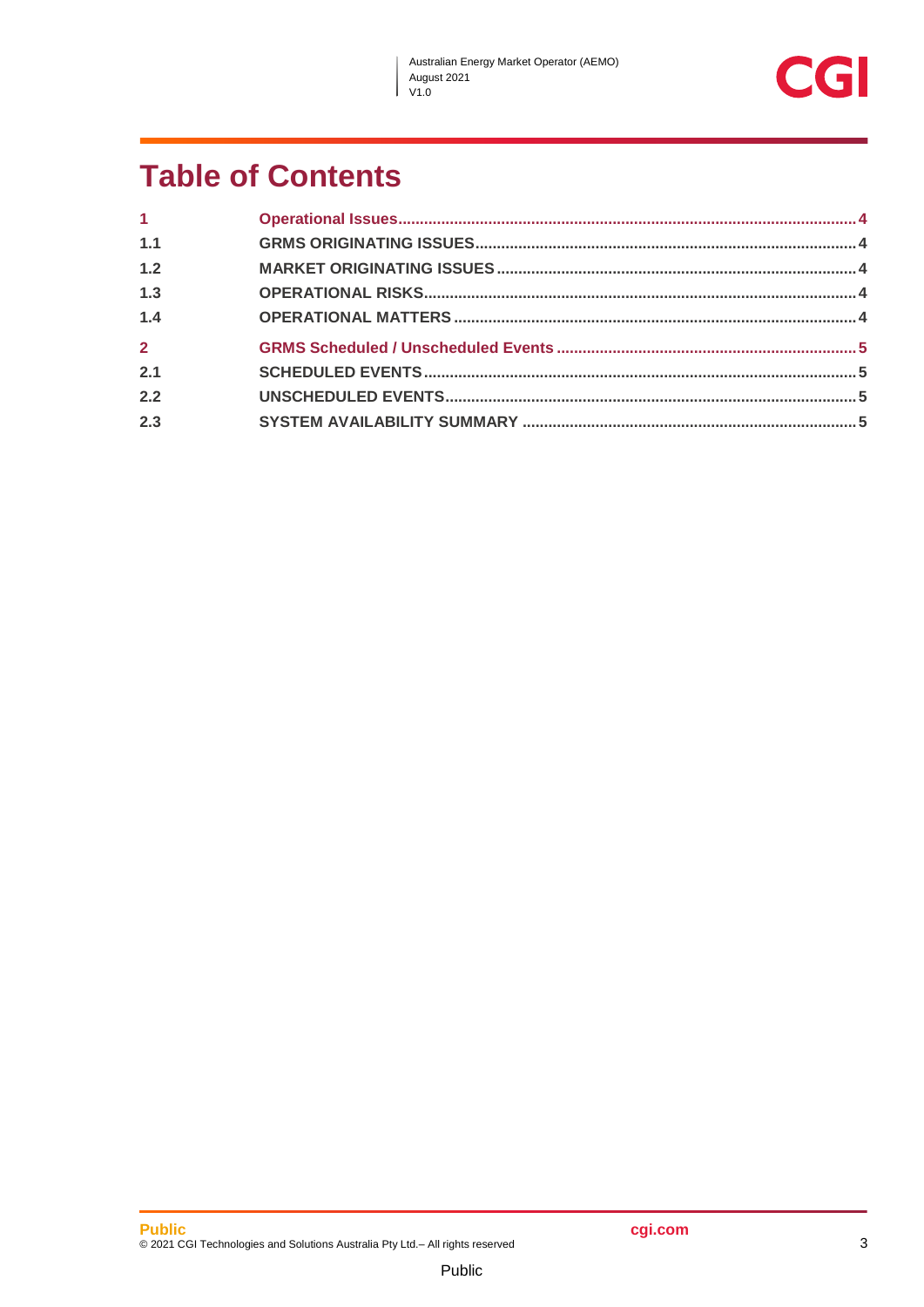# Table of Contents

| | | |
|---|---|---|
| **1** | **Operational Issues** | **4** |
| 1.1 | GRMS ORIGINATING ISSUES | 4 |
| 1.2 | MARKET ORIGINATING ISSUES | 4 |
| 1.3 | OPERATIONAL RISKS | 4 |
| 1.4 | OPERATIONAL MATTERS | 4 |
| **2** | **GRMS Scheduled / Unscheduled Events** | **5** |
| 2.1 | SCHEDULED EVENTS | 5 |
| 2.2 | UNSCHEDULED EVENTS | 5 |
| 2.3 | SYSTEM AVAILABILITY SUMMARY | 5 |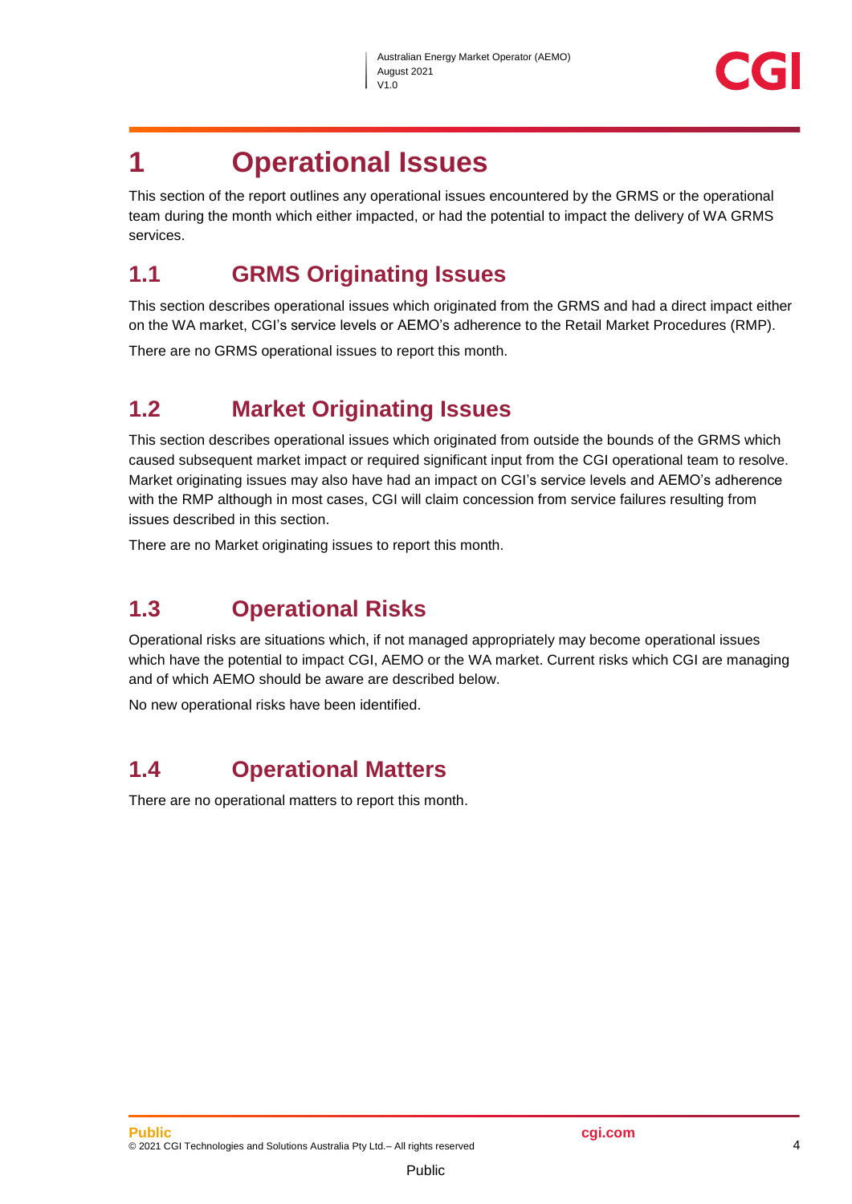# 1 Operational Issues

This section of the report outlines any operational issues encountered by the GRMS or the operational team during the month which either impacted, or had the potential to impact the delivery of WA GRMS services.

## 1.1 GRMS Originating Issues

This section describes operational issues which originated from the GRMS and had a direct impact either on the WA market, CGI's service levels or AEMO's adherence to the Retail Market Procedures (RMP).

There are no GRMS operational issues to report this month.

## 1.2 Market Originating Issues

This section describes operational issues which originated from outside the bounds of the GRMS which caused subsequent market impact or required significant input from the CGI operational team to resolve. Market originating issues may also have had an impact on CGI's service levels and AEMO's adherence with the RMP although in most cases, CGI will claim concession from service failures resulting from issues described in this section.

There are no Market originating issues to report this month.

## 1.3 Operational Risks

Operational risks are situations which, if not managed appropriately may become operational issues which have the potential to impact CGI, AEMO or the WA market. Current risks which CGI are managing and of which AEMO should be aware are described below.

No new operational risks have been identified.

## 1.4 Operational Matters

There are no operational matters to report this month.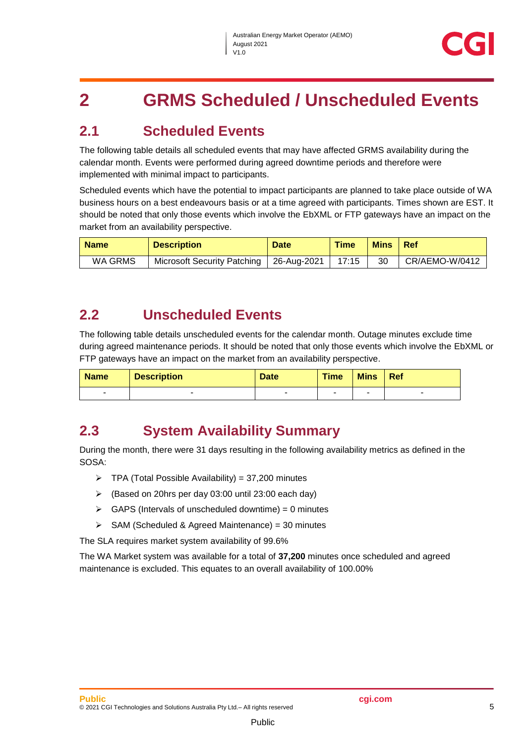# 2 GRMS Scheduled / Unscheduled Events

## 2.1 Scheduled Events

The following table details all scheduled events that may have affected GRMS availability during the calendar month. Events were performed during agreed downtime periods and therefore were implemented with minimal impact to participants.

Scheduled events which have the potential to impact participants are planned to take place outside of WA business hours on a best endeavours basis or at a time agreed with participants. Times shown are EST. It should be noted that only those events which involve the EbXML or FTP gateways have an impact on the market from an availability perspective.

| Name | Description | Date | Time | Mins | Ref |
|---|---|---|---|---|---|
| WA GRMS | Microsoft Security Patching | 26-Aug-2021 | 17:15 | 30 | CR/AEMO-W/0412 |

## 2.2 Unscheduled Events

The following table details unscheduled events for the calendar month. Outage minutes exclude time during agreed maintenance periods. It should be noted that only those events which involve the EbXML or FTP gateways have an impact on the market from an availability perspective.

| Name | Description | Date | Time | Mins | Ref |
|---|---|---|---|---|---|
| - | - | - | - | - | - |

## 2.3 System Availability Summary

During the month, there were 31 days resulting in the following availability metrics as defined in the SOSA:

- TPA (Total Possible Availability) = 37,200 minutes
- (Based on 20hrs per day 03:00 until 23:00 each day)
- GAPS (Intervals of unscheduled downtime) = 0 minutes
- SAM (Scheduled & Agreed Maintenance) = 30 minutes

The SLA requires market system availability of 99.6%

The WA Market system was available for a total of **37,200** minutes once scheduled and agreed maintenance is excluded. This equates to an overall availability of 100.00%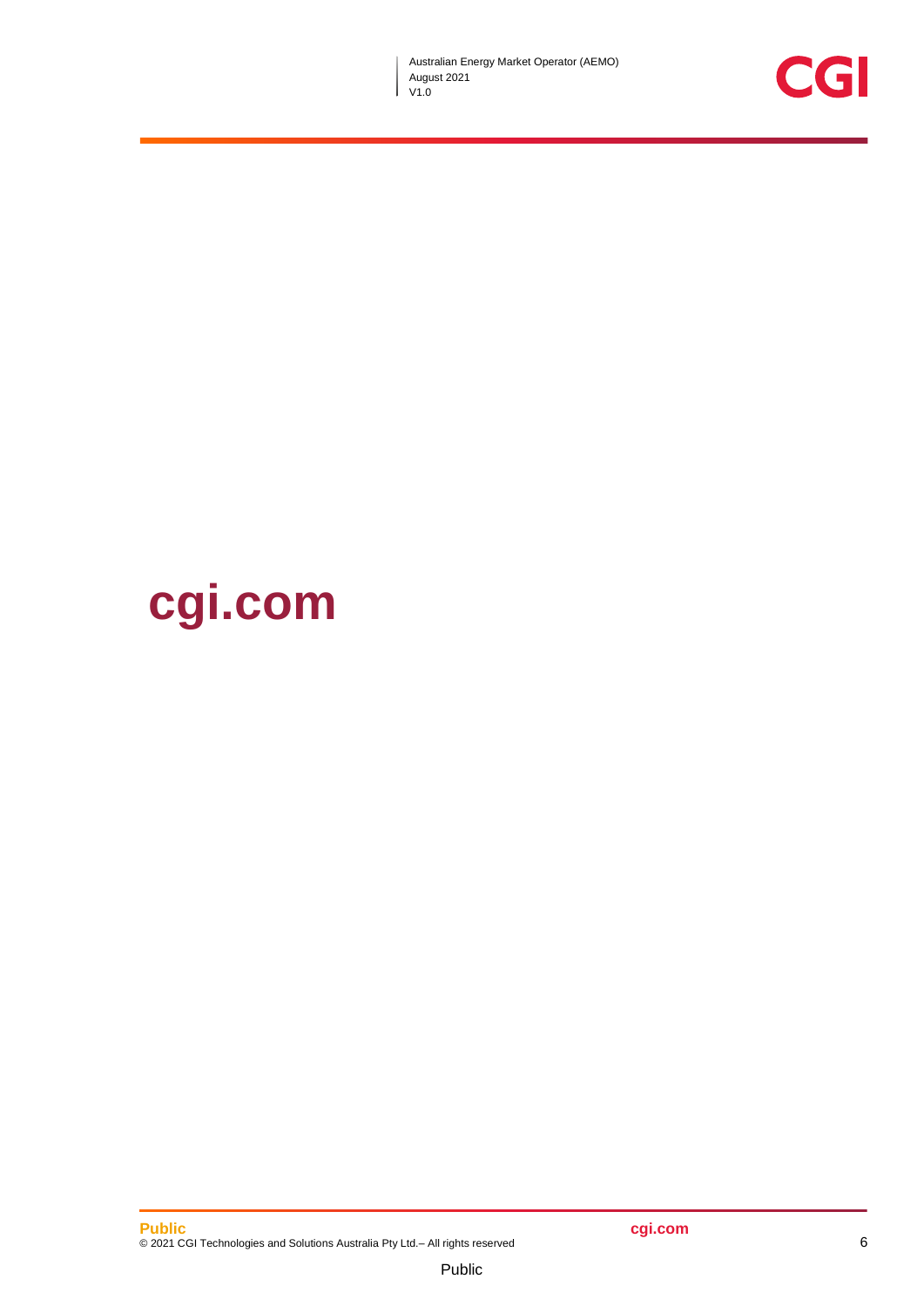# cgi.com